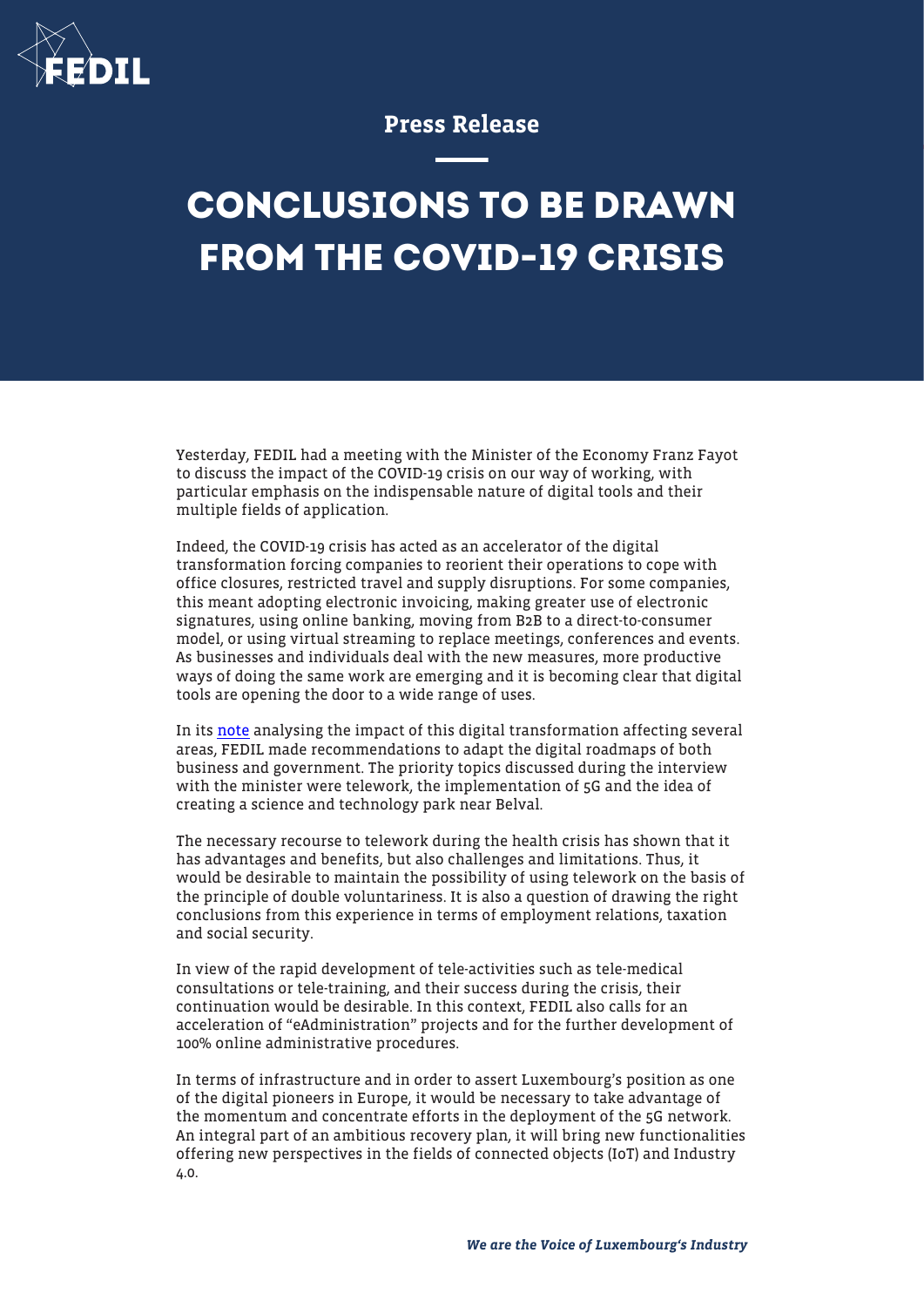Press Release

# CONCLUSIONS TO BE DRAWN FROM THE COVID-19 CRISIS

Yesterday, FEDIL had a meeting with the Minister of the Economy Franz Fayot to discuss the impact of the COVID-19 crisis on our way of working, with particular emphasis on the indispensable nature of digital tools and their multiple fields of application.

Indeed, the COVID-19 crisis has acted as an accelerator of the digital transformation forcing companies to reorient their operations to cope with office closures, restricted travel and supply disruptions. For some companies, this meant adopting electronic invoicing, making greater use of electronic signatures, using online banking, moving from B2B to a direct-to-consumer model, or using virtual streaming to replace meetings, conferences and events. As businesses and individuals deal with the new measures, more productive ways of doing the same work are emerging and it is becoming clear that digital tools are opening the door to a wide range of uses.

In its note analysing the impact of this digital transformation affecting several areas, FEDIL made recommendations to adapt the digital roadmaps of both business and government. The priority topics discussed during the interview with the minister were telework, the implementation of 5G and the idea of creating a science and technology park near Belval.

The necessary recourse to telework during the health crisis has shown that it has advantages and benefits, but also challenges and limitations. Thus, it would be desirable to maintain the possibility of using telework on the basis of the principle of double voluntariness. It is also a question of drawing the right conclusions from this experience in terms of employment relations, taxation and social security.

In view of the rapid development of tele-activities such as tele-medical consultations or tele-training, and their success during the crisis, their continuation would be desirable. In this context, FEDIL also calls for an acceleration of "eAdministration" projects and for the further development of 100% online administrative procedures.

In terms of infrastructure and in order to assert Luxembourg's position as one of the digital pioneers in Europe, it would be necessary to take advantage of the momentum and concentrate efforts in the deployment of the 5G network. An integral part of an ambitious recovery plan, it will bring new functionalities offering new perspectives in the fields of connected objects (IoT) and Industry 4.0.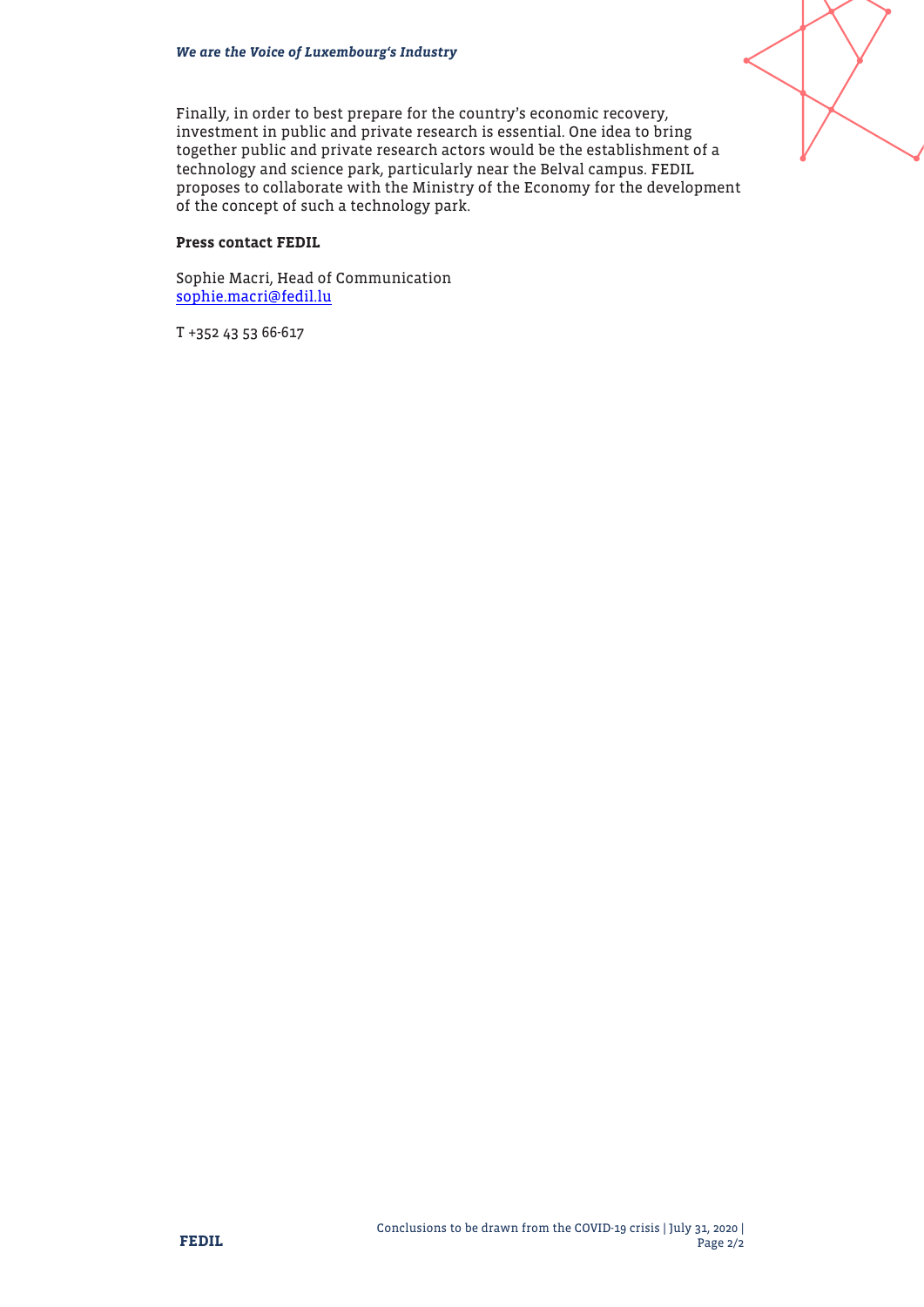Finally, in order to best prepare for the country's economic recovery, investment in public and private research is essential. One idea to bring together public and private research actors would be the establishment of a technology and science park, particularly near the Belval campus. FEDIL proposes to collaborate with the Ministry of the Economy for the development of the concept of such a technology park.

**Press contact FEDIL**

Sophie Macri, Head of Communication
sophie.macri@fedil.lu

T +352 43 53 66-617